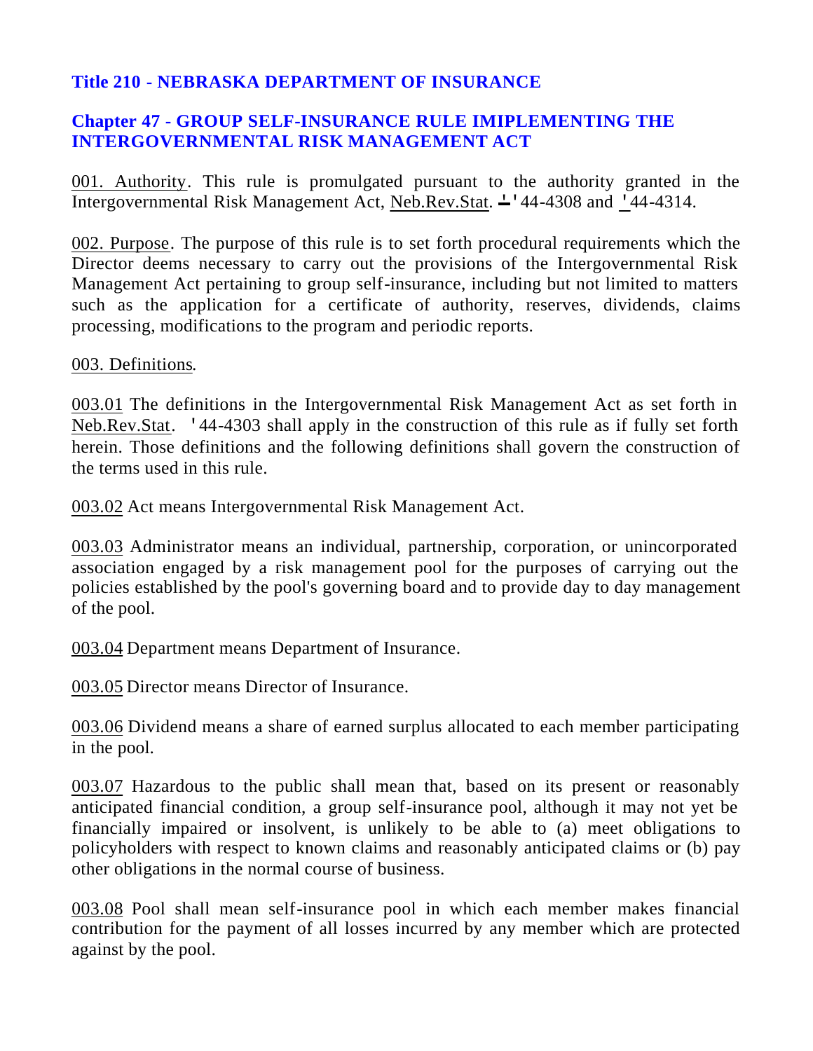# Title 210 - NEBRASKA DEPARTMENT OF INSURANCE

## Chapter 47 - GROUP SELF-INSURANCE RULE IMIPLEMENTING THE INTERGOVERNMENTAL RISK MANAGEMENT ACT

001. Authority. This rule is promulgated pursuant to the authority granted in the Intergovernmental Risk Management Act, Neb.Rev.Stat. ''44-4308 and '44-4314.

002. Purpose. The purpose of this rule is to set forth procedural requirements which the Director deems necessary to carry out the provisions of the Intergovernmental Risk Management Act pertaining to group self-insurance, including but not limited to matters such as the application for a certificate of authority, reserves, dividends, claims processing, modifications to the program and periodic reports.

003. Definitions.

003.01 The definitions in the Intergovernmental Risk Management Act as set forth in Neb.Rev.Stat. '44-4303 shall apply in the construction of this rule as if fully set forth herein. Those definitions and the following definitions shall govern the construction of the terms used in this rule.

003.02 Act means Intergovernmental Risk Management Act.

003.03 Administrator means an individual, partnership, corporation, or unincorporated association engaged by a risk management pool for the purposes of carrying out the policies established by the pool's governing board and to provide day to day management of the pool.

003.04 Department means Department of Insurance.

003.05 Director means Director of Insurance.

003.06 Dividend means a share of earned surplus allocated to each member participating in the pool.

003.07 Hazardous to the public shall mean that, based on its present or reasonably anticipated financial condition, a group self-insurance pool, although it may not yet be financially impaired or insolvent, is unlikely to be able to (a) meet obligations to policyholders with respect to known claims and reasonably anticipated claims or (b) pay other obligations in the normal course of business.

003.08 Pool shall mean self-insurance pool in which each member makes financial contribution for the payment of all losses incurred by any member which are protected against by the pool.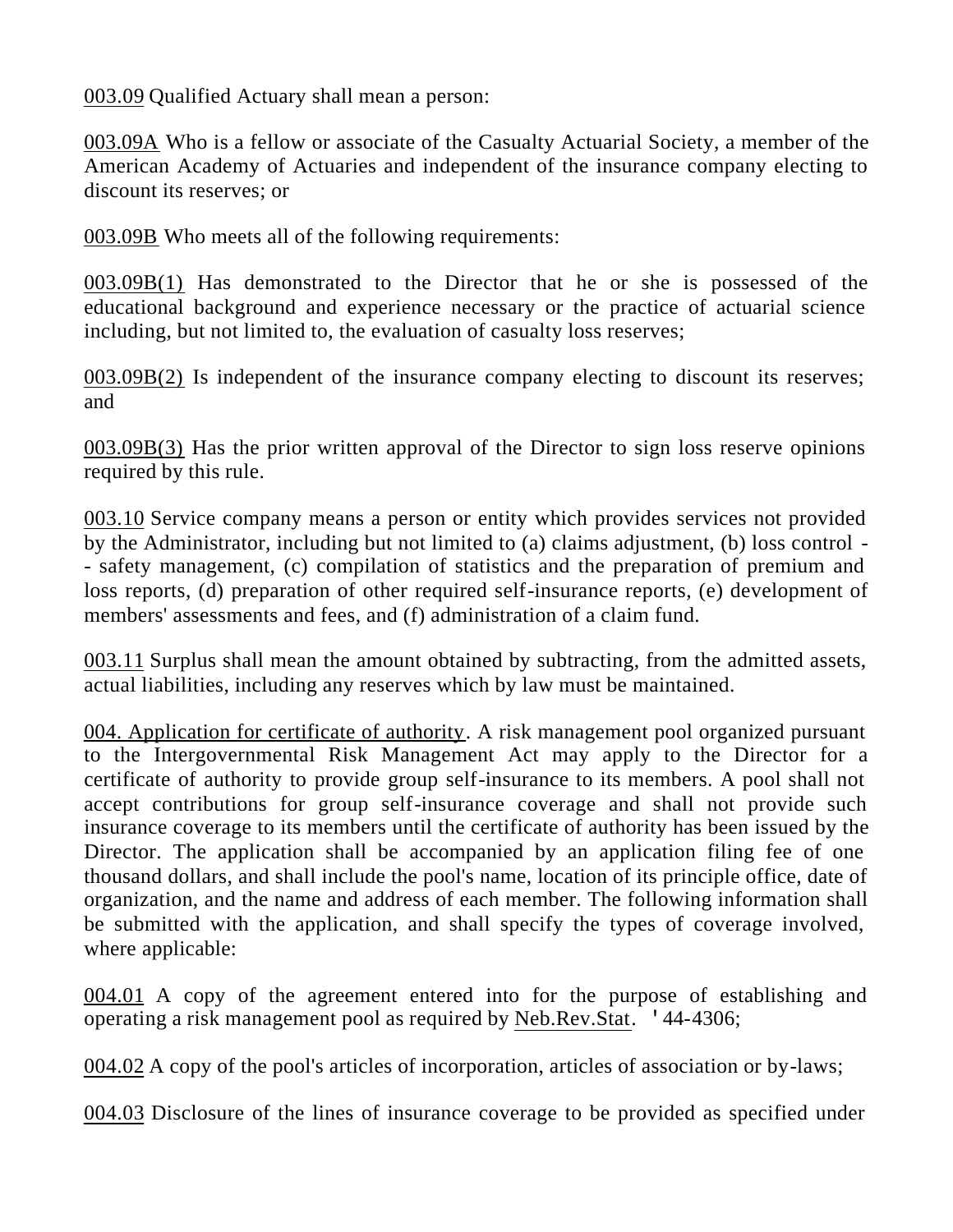003.09 Qualified Actuary shall mean a person:

003.09A Who is a fellow or associate of the Casualty Actuarial Society, a member of the American Academy of Actuaries and independent of the insurance company electing to discount its reserves; or

003.09B Who meets all of the following requirements:

003.09B(1) Has demonstrated to the Director that he or she is possessed of the educational background and experience necessary or the practice of actuarial science including, but not limited to, the evaluation of casualty loss reserves;

003.09B(2) Is independent of the insurance company electing to discount its reserves; and

003.09B(3) Has the prior written approval of the Director to sign loss reserve opinions required by this rule.

003.10 Service company means a person or entity which provides services not provided by the Administrator, including but not limited to (a) claims adjustment, (b) loss control -- safety management, (c) compilation of statistics and the preparation of premium and loss reports, (d) preparation of other required self-insurance reports, (e) development of members' assessments and fees, and (f) administration of a claim fund.

003.11 Surplus shall mean the amount obtained by subtracting, from the admitted assets, actual liabilities, including any reserves which by law must be maintained.

004. Application for certificate of authority. A risk management pool organized pursuant to the Intergovernmental Risk Management Act may apply to the Director for a certificate of authority to provide group self-insurance to its members. A pool shall not accept contributions for group self-insurance coverage and shall not provide such insurance coverage to its members until the certificate of authority has been issued by the Director. The application shall be accompanied by an application filing fee of one thousand dollars, and shall include the pool's name, location of its principle office, date of organization, and the name and address of each member. The following information shall be submitted with the application, and shall specify the types of coverage involved, where applicable:

004.01 A copy of the agreement entered into for the purpose of establishing and operating a risk management pool as required by Neb.Rev.Stat. ' 44-4306;

004.02 A copy of the pool's articles of incorporation, articles of association or by-laws;

004.03 Disclosure of the lines of insurance coverage to be provided as specified under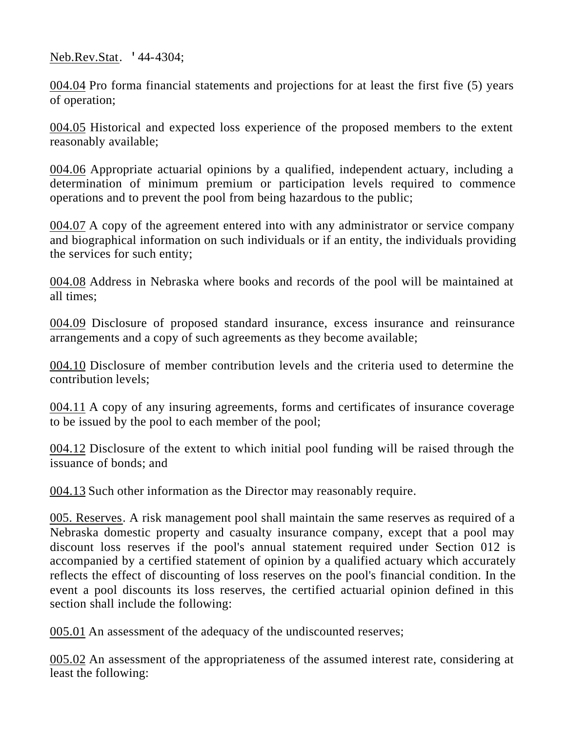Neb.Rev.Stat. '44-4304;

004.04 Pro forma financial statements and projections for at least the first five (5) years of operation;

004.05 Historical and expected loss experience of the proposed members to the extent reasonably available;

004.06 Appropriate actuarial opinions by a qualified, independent actuary, including a determination of minimum premium or participation levels required to commence operations and to prevent the pool from being hazardous to the public;

004.07 A copy of the agreement entered into with any administrator or service company and biographical information on such individuals or if an entity, the individuals providing the services for such entity;

004.08 Address in Nebraska where books and records of the pool will be maintained at all times;

004.09 Disclosure of proposed standard insurance, excess insurance and reinsurance arrangements and a copy of such agreements as they become available;

004.10 Disclosure of member contribution levels and the criteria used to determine the contribution levels;

004.11 A copy of any insuring agreements, forms and certificates of insurance coverage to be issued by the pool to each member of the pool;

004.12 Disclosure of the extent to which initial pool funding will be raised through the issuance of bonds; and

004.13 Such other information as the Director may reasonably require.

005. Reserves. A risk management pool shall maintain the same reserves as required of a Nebraska domestic property and casualty insurance company, except that a pool may discount loss reserves if the pool's annual statement required under Section 012 is accompanied by a certified statement of opinion by a qualified actuary which accurately reflects the effect of discounting of loss reserves on the pool's financial condition. In the event a pool discounts its loss reserves, the certified actuarial opinion defined in this section shall include the following:

005.01 An assessment of the adequacy of the undiscounted reserves;

005.02 An assessment of the appropriateness of the assumed interest rate, considering at least the following: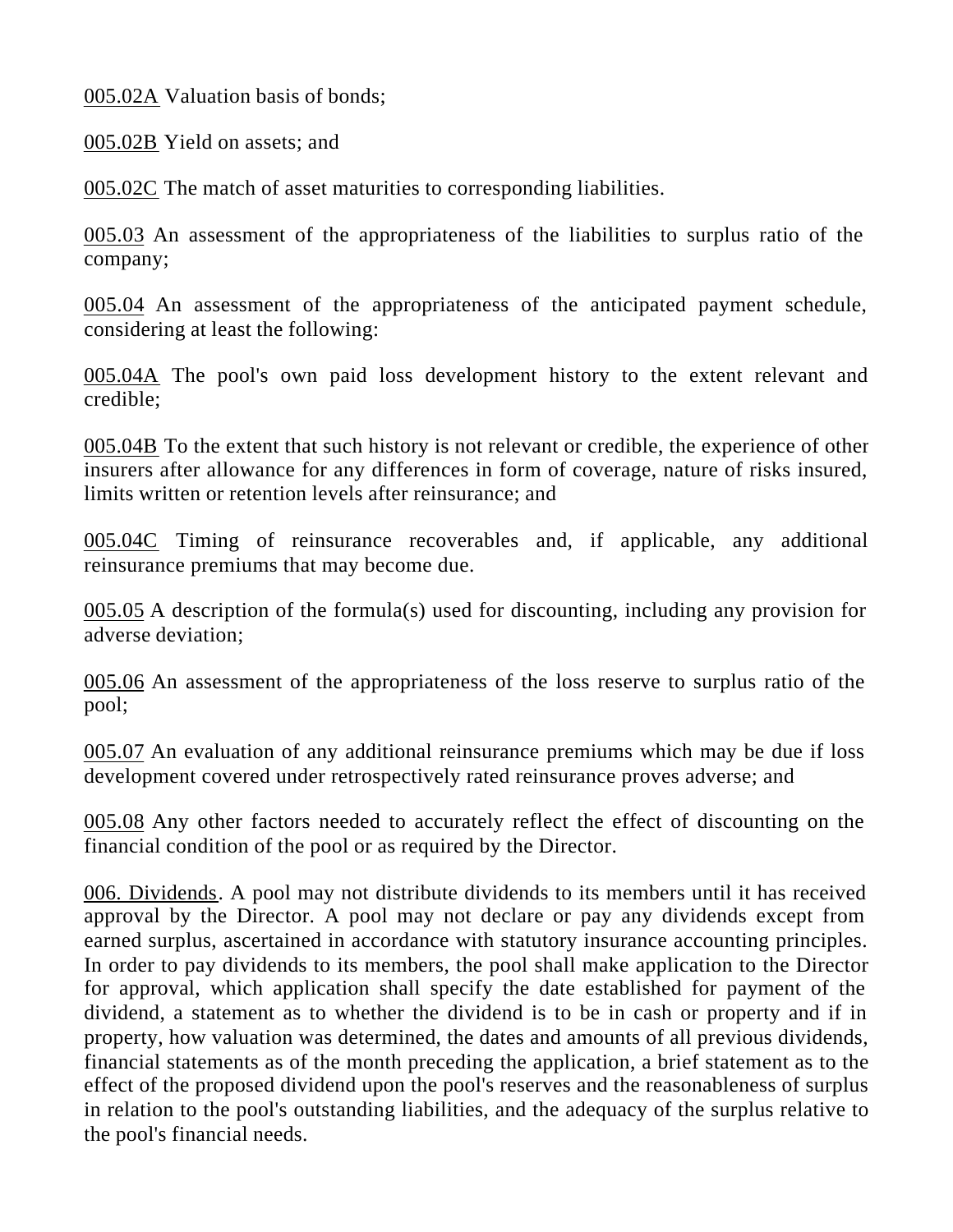005.02A Valuation basis of bonds;

005.02B Yield on assets; and

005.02C The match of asset maturities to corresponding liabilities.

005.03 An assessment of the appropriateness of the liabilities to surplus ratio of the company;

005.04 An assessment of the appropriateness of the anticipated payment schedule, considering at least the following:

005.04A The pool's own paid loss development history to the extent relevant and credible;

005.04B To the extent that such history is not relevant or credible, the experience of other insurers after allowance for any differences in form of coverage, nature of risks insured, limits written or retention levels after reinsurance; and

005.04C Timing of reinsurance recoverables and, if applicable, any additional reinsurance premiums that may become due.

005.05 A description of the formula(s) used for discounting, including any provision for adverse deviation;

005.06 An assessment of the appropriateness of the loss reserve to surplus ratio of the pool;

005.07 An evaluation of any additional reinsurance premiums which may be due if loss development covered under retrospectively rated reinsurance proves adverse; and

005.08 Any other factors needed to accurately reflect the effect of discounting on the financial condition of the pool or as required by the Director.

006. Dividends. A pool may not distribute dividends to its members until it has received approval by the Director. A pool may not declare or pay any dividends except from earned surplus, ascertained in accordance with statutory insurance accounting principles. In order to pay dividends to its members, the pool shall make application to the Director for approval, which application shall specify the date established for payment of the dividend, a statement as to whether the dividend is to be in cash or property and if in property, how valuation was determined, the dates and amounts of all previous dividends, financial statements as of the month preceding the application, a brief statement as to the effect of the proposed dividend upon the pool's reserves and the reasonableness of surplus in relation to the pool's outstanding liabilities, and the adequacy of the surplus relative to the pool's financial needs.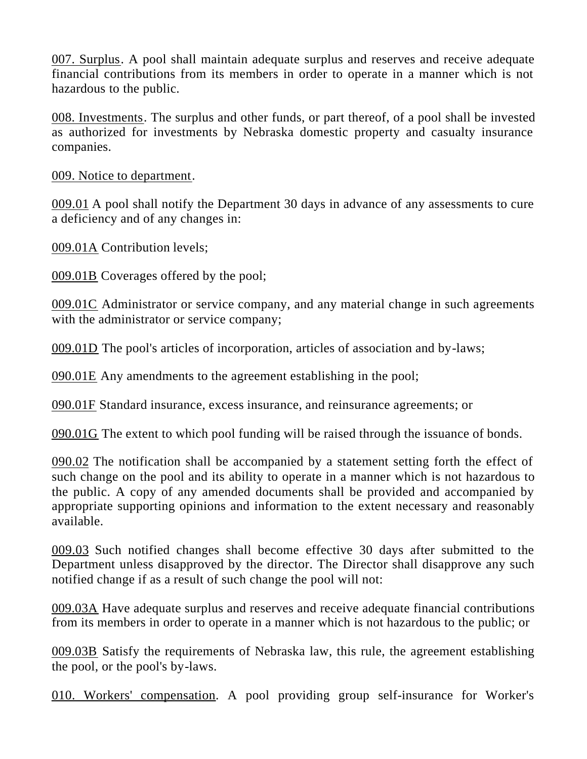007. Surplus. A pool shall maintain adequate surplus and reserves and receive adequate financial contributions from its members in order to operate in a manner which is not hazardous to the public.

008. Investments. The surplus and other funds, or part thereof, of a pool shall be invested as authorized for investments by Nebraska domestic property and casualty insurance companies.

009. Notice to department.

009.01 A pool shall notify the Department 30 days in advance of any assessments to cure a deficiency and of any changes in:

009.01A Contribution levels;

009.01B Coverages offered by the pool;

009.01C Administrator or service company, and any material change in such agreements with the administrator or service company;

009.01D The pool's articles of incorporation, articles of association and by-laws;

090.01E Any amendments to the agreement establishing in the pool;

090.01F Standard insurance, excess insurance, and reinsurance agreements; or

090.01G The extent to which pool funding will be raised through the issuance of bonds.

090.02 The notification shall be accompanied by a statement setting forth the effect of such change on the pool and its ability to operate in a manner which is not hazardous to the public. A copy of any amended documents shall be provided and accompanied by appropriate supporting opinions and information to the extent necessary and reasonably available.

009.03 Such notified changes shall become effective 30 days after submitted to the Department unless disapproved by the director. The Director shall disapprove any such notified change if as a result of such change the pool will not:

009.03A Have adequate surplus and reserves and receive adequate financial contributions from its members in order to operate in a manner which is not hazardous to the public; or

009.03B Satisfy the requirements of Nebraska law, this rule, the agreement establishing the pool, or the pool's by-laws.

010. Workers' compensation. A pool providing group self-insurance for Worker's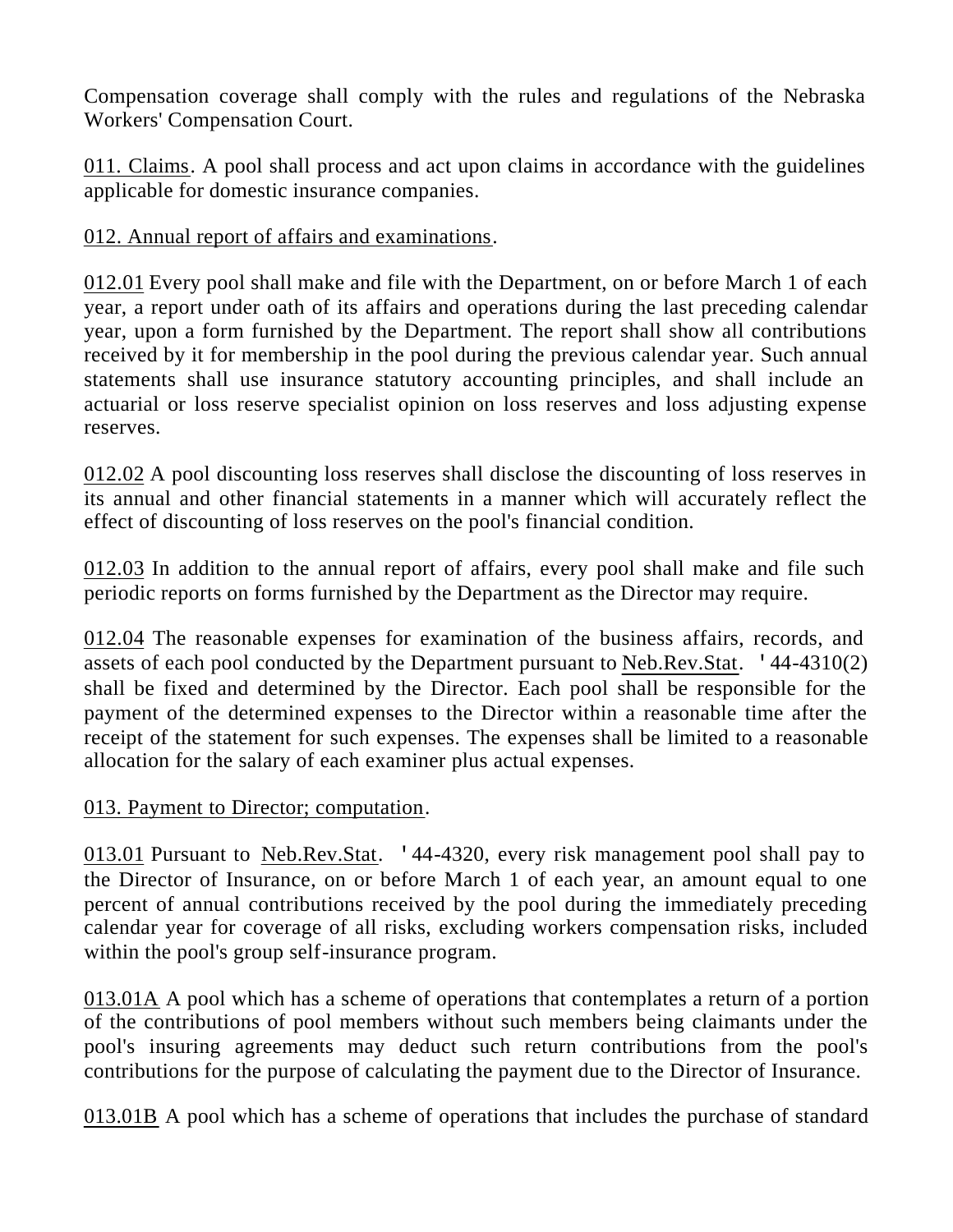Compensation coverage shall comply with the rules and regulations of the Nebraska Workers' Compensation Court.

011. Claims. A pool shall process and act upon claims in accordance with the guidelines applicable for domestic insurance companies.

012. Annual report of affairs and examinations.

012.01 Every pool shall make and file with the Department, on or before March 1 of each year, a report under oath of its affairs and operations during the last preceding calendar year, upon a form furnished by the Department. The report shall show all contributions received by it for membership in the pool during the previous calendar year. Such annual statements shall use insurance statutory accounting principles, and shall include an actuarial or loss reserve specialist opinion on loss reserves and loss adjusting expense reserves.

012.02 A pool discounting loss reserves shall disclose the discounting of loss reserves in its annual and other financial statements in a manner which will accurately reflect the effect of discounting of loss reserves on the pool's financial condition.

012.03 In addition to the annual report of affairs, every pool shall make and file such periodic reports on forms furnished by the Department as the Director may require.

012.04 The reasonable expenses for examination of the business affairs, records, and assets of each pool conducted by the Department pursuant to Neb.Rev.Stat. '44-4310(2) shall be fixed and determined by the Director. Each pool shall be responsible for the payment of the determined expenses to the Director within a reasonable time after the receipt of the statement for such expenses. The expenses shall be limited to a reasonable allocation for the salary of each examiner plus actual expenses.

013. Payment to Director; computation.

013.01 Pursuant to Neb.Rev.Stat. '44-4320, every risk management pool shall pay to the Director of Insurance, on or before March 1 of each year, an amount equal to one percent of annual contributions received by the pool during the immediately preceding calendar year for coverage of all risks, excluding workers compensation risks, included within the pool's group self-insurance program.

013.01A A pool which has a scheme of operations that contemplates a return of a portion of the contributions of pool members without such members being claimants under the pool's insuring agreements may deduct such return contributions from the pool's contributions for the purpose of calculating the payment due to the Director of Insurance.

013.01B A pool which has a scheme of operations that includes the purchase of standard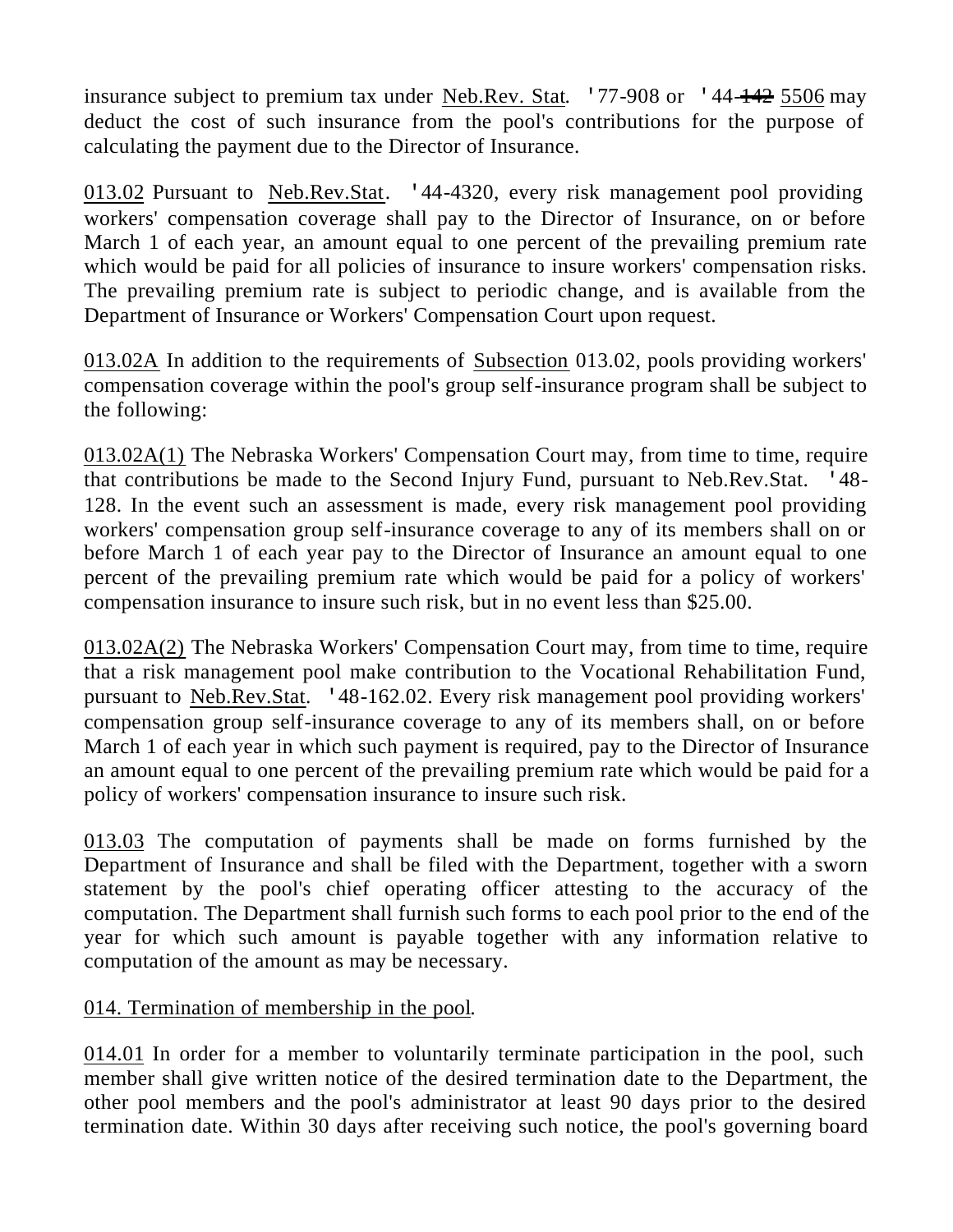insurance subject to premium tax under Neb.Rev. Stat. '77-908 or '44-~~142~~ 5506 may deduct the cost of such insurance from the pool's contributions for the purpose of calculating the payment due to the Director of Insurance.

013.02 Pursuant to Neb.Rev.Stat. '44-4320, every risk management pool providing workers' compensation coverage shall pay to the Director of Insurance, on or before March 1 of each year, an amount equal to one percent of the prevailing premium rate which would be paid for all policies of insurance to insure workers' compensation risks. The prevailing premium rate is subject to periodic change, and is available from the Department of Insurance or Workers' Compensation Court upon request.

013.02A In addition to the requirements of Subsection 013.02, pools providing workers' compensation coverage within the pool's group self-insurance program shall be subject to the following:

013.02A(1) The Nebraska Workers' Compensation Court may, from time to time, require that contributions be made to the Second Injury Fund, pursuant to Neb.Rev.Stat. '48-128. In the event such an assessment is made, every risk management pool providing workers' compensation group self-insurance coverage to any of its members shall on or before March 1 of each year pay to the Director of Insurance an amount equal to one percent of the prevailing premium rate which would be paid for a policy of workers' compensation insurance to insure such risk, but in no event less than $25.00.

013.02A(2) The Nebraska Workers' Compensation Court may, from time to time, require that a risk management pool make contribution to the Vocational Rehabilitation Fund, pursuant to Neb.Rev.Stat. '48-162.02. Every risk management pool providing workers' compensation group self-insurance coverage to any of its members shall, on or before March 1 of each year in which such payment is required, pay to the Director of Insurance an amount equal to one percent of the prevailing premium rate which would be paid for a policy of workers' compensation insurance to insure such risk.

013.03 The computation of payments shall be made on forms furnished by the Department of Insurance and shall be filed with the Department, together with a sworn statement by the pool's chief operating officer attesting to the accuracy of the computation. The Department shall furnish such forms to each pool prior to the end of the year for which such amount is payable together with any information relative to computation of the amount as may be necessary.

014. Termination of membership in the pool.

014.01 In order for a member to voluntarily terminate participation in the pool, such member shall give written notice of the desired termination date to the Department, the other pool members and the pool's administrator at least 90 days prior to the desired termination date. Within 30 days after receiving such notice, the pool's governing board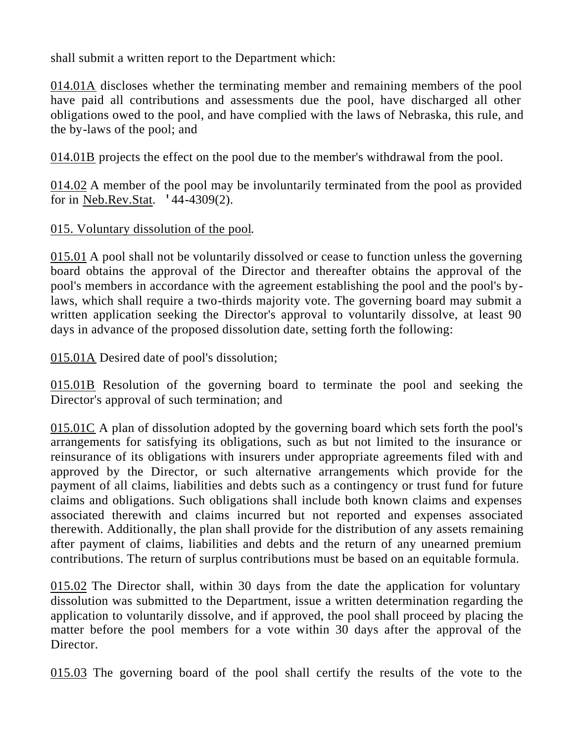shall submit a written report to the Department which:

<u>014.01A</u> discloses whether the terminating member and remaining members of the pool have paid all contributions and assessments due the pool, have discharged all other obligations owed to the pool, and have complied with the laws of Nebraska, this rule, and the by-laws of the pool; and

<u>014.01B</u> projects the effect on the pool due to the member's withdrawal from the pool.

<u>014.02</u> A member of the pool may be involuntarily terminated from the pool as provided for in <u>Neb.Rev.Stat</u>. '44-4309(2).

<u>015. Voluntary dissolution of the pool</u>.

<u>015.01</u> A pool shall not be voluntarily dissolved or cease to function unless the governing board obtains the approval of the Director and thereafter obtains the approval of the pool's members in accordance with the agreement establishing the pool and the pool's by-laws, which shall require a two-thirds majority vote. The governing board may submit a written application seeking the Director's approval to voluntarily dissolve, at least 90 days in advance of the proposed dissolution date, setting forth the following:

<u>015.01A</u> Desired date of pool's dissolution;

<u>015.01B</u> Resolution of the governing board to terminate the pool and seeking the Director's approval of such termination; and

<u>015.01C</u> A plan of dissolution adopted by the governing board which sets forth the pool's arrangements for satisfying its obligations, such as but not limited to the insurance or reinsurance of its obligations with insurers under appropriate agreements filed with and approved by the Director, or such alternative arrangements which provide for the payment of all claims, liabilities and debts such as a contingency or trust fund for future claims and obligations. Such obligations shall include both known claims and expenses associated therewith and claims incurred but not reported and expenses associated therewith. Additionally, the plan shall provide for the distribution of any assets remaining after payment of claims, liabilities and debts and the return of any unearned premium contributions. The return of surplus contributions must be based on an equitable formula.

<u>015.02</u> The Director shall, within 30 days from the date the application for voluntary dissolution was submitted to the Department, issue a written determination regarding the application to voluntarily dissolve, and if approved, the pool shall proceed by placing the matter before the pool members for a vote within 30 days after the approval of the Director.

<u>015.03</u> The governing board of the pool shall certify the results of the vote to the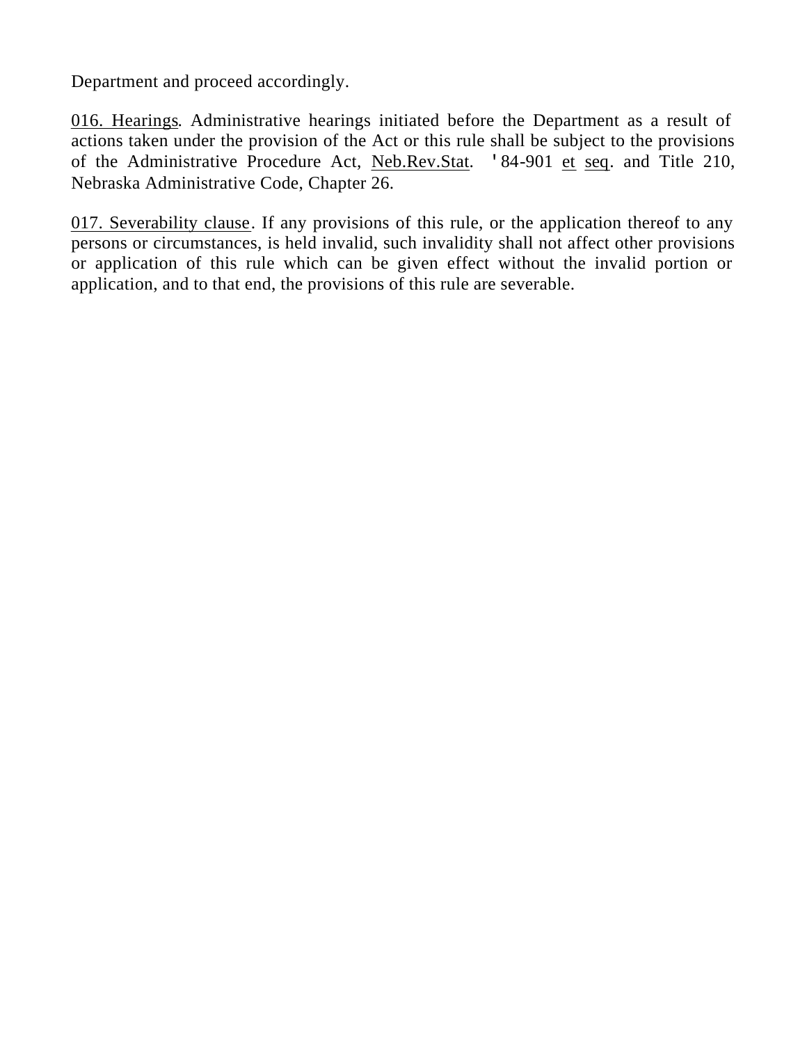Department and proceed accordingly.

016. Hearings. Administrative hearings initiated before the Department as a result of actions taken under the provision of the Act or this rule shall be subject to the provisions of the Administrative Procedure Act, Neb.Rev.Stat. '84-901 et seq. and Title 210, Nebraska Administrative Code, Chapter 26.

017. Severability clause. If any provisions of this rule, or the application thereof to any persons or circumstances, is held invalid, such invalidity shall not affect other provisions or application of this rule which can be given effect without the invalid portion or application, and to that end, the provisions of this rule are severable.